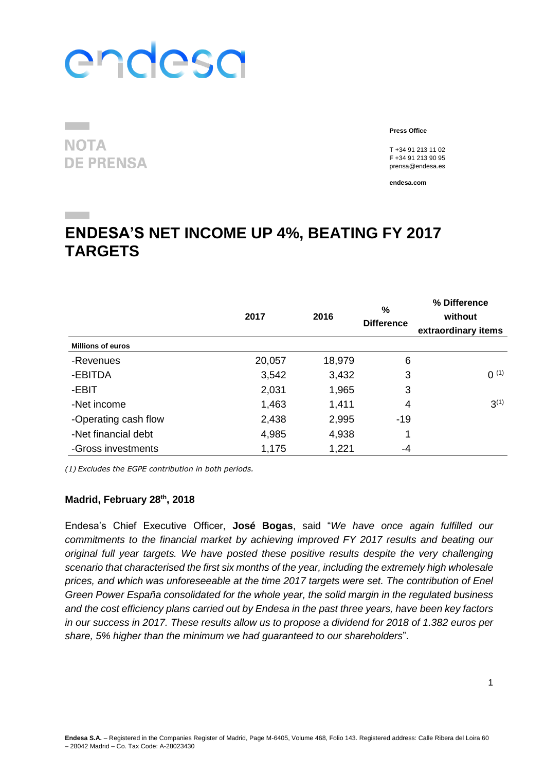NOTA DE PRENSA

**Press Office**

T +34 91 213 11 02
F +34 91 213 90 95
prensa@endesa.es

**endesa.com**

# ENDESA'S NET INCOME UP 4%, BEATING FY 2017 TARGETS

| | 2017 | 2016 | % Difference | % Difference without extraordinary items |
|---|---|---|---|---|
| **Millions of euros** | | | | |
| -Revenues | 20,057 | 18,979 | 6 | |
| -EBITDA | 3,542 | 3,432 | 3 | 0 (1) |
| -EBIT | 2,031 | 1,965 | 3 | |
| -Net income | 1,463 | 1,411 | 4 | 3(1) |
| -Operating cash flow | 2,438 | 2,995 | -19 | |
| -Net financial debt | 4,985 | 4,938 | 1 | |
| -Gross investments | 1,175 | 1,221 | -4 | |

*(1) Excludes the EGPE contribution in both periods.*

**Madrid, February 28th, 2018**

Endesa's Chief Executive Officer, **José Bogas**, said "*We have once again fulfilled our commitments to the financial market by achieving improved FY 2017 results and beating our original full year targets. We have posted these positive results despite the very challenging scenario that characterised the first six months of the year, including the extremely high wholesale prices, and which was unforeseeable at the time 2017 targets were set. The contribution of Enel Green Power España consolidated for the whole year, the solid margin in the regulated business and the cost efficiency plans carried out by Endesa in the past three years, have been key factors in our success in 2017. These results allow us to propose a dividend for 2018 of 1.382 euros per share, 5% higher than the minimum we had guaranteed to our shareholders*".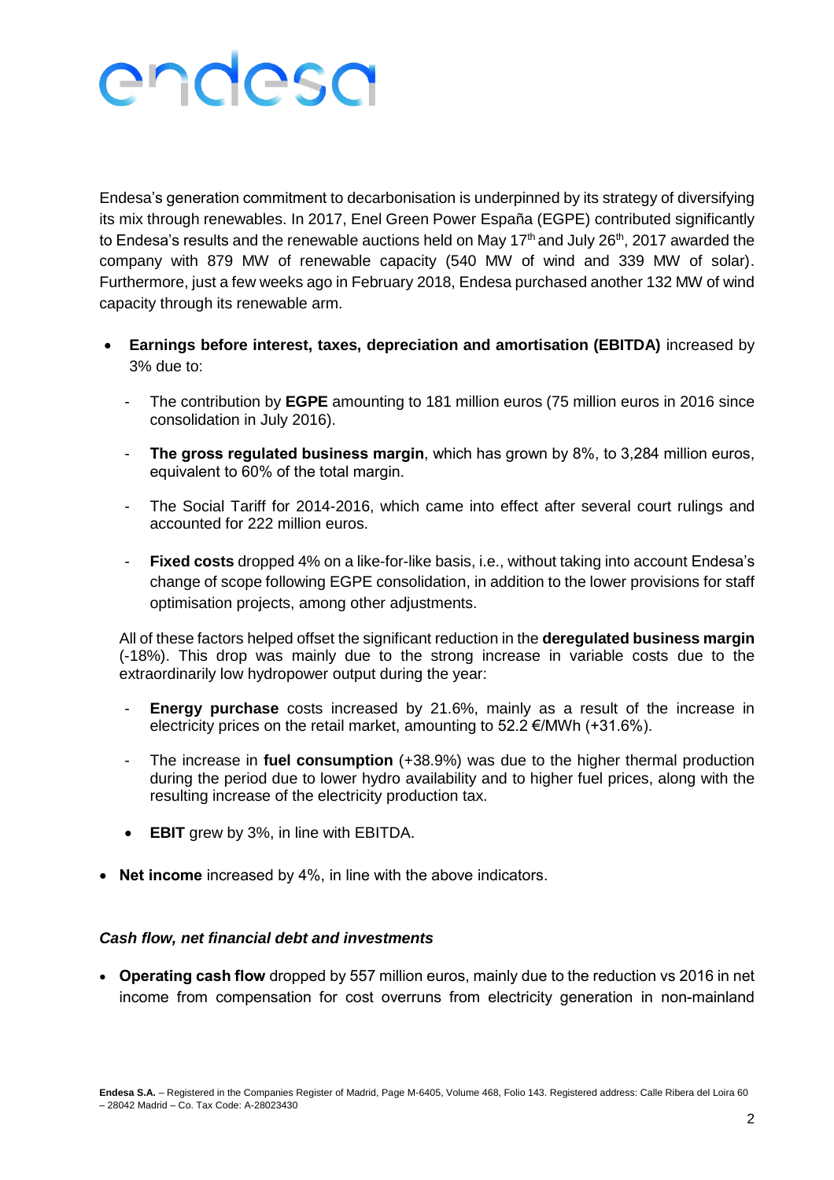Endesa's generation commitment to decarbonisation is underpinned by its strategy of diversifying its mix through renewables. In 2017, Enel Green Power España (EGPE) contributed significantly to Endesa's results and the renewable auctions held on May 17th and July 26th, 2017 awarded the company with 879 MW of renewable capacity (540 MW of wind and 339 MW of solar). Furthermore, just a few weeks ago in February 2018, Endesa purchased another 132 MW of wind capacity through its renewable arm.

- **Earnings before interest, taxes, depreciation and amortisation (EBITDA)** increased by 3% due to:

  - The contribution by **EGPE** amounting to 181 million euros (75 million euros in 2016 since consolidation in July 2016).

  - **The gross regulated business margin**, which has grown by 8%, to 3,284 million euros, equivalent to 60% of the total margin.

  - The Social Tariff for 2014-2016, which came into effect after several court rulings and accounted for 222 million euros.

  - **Fixed costs** dropped 4% on a like-for-like basis, i.e., without taking into account Endesa's change of scope following EGPE consolidation, in addition to the lower provisions for staff optimisation projects, among other adjustments.

  All of these factors helped offset the significant reduction in the **deregulated business margin** (-18%). This drop was mainly due to the strong increase in variable costs due to the extraordinarily low hydropower output during the year:

  - **Energy purchase** costs increased by 21.6%, mainly as a result of the increase in electricity prices on the retail market, amounting to 52.2 €/MWh (+31.6%).

  - The increase in **fuel consumption** (+38.9%) was due to the higher thermal production during the period due to lower hydro availability and to higher fuel prices, along with the resulting increase of the electricity production tax.

  - **EBIT** grew by 3%, in line with EBITDA.

- **Net income** increased by 4%, in line with the above indicators.

***Cash flow, net financial debt and investments***

- **Operating cash flow** dropped by 557 million euros, mainly due to the reduction vs 2016 in net income from compensation for cost overruns from electricity generation in non-mainland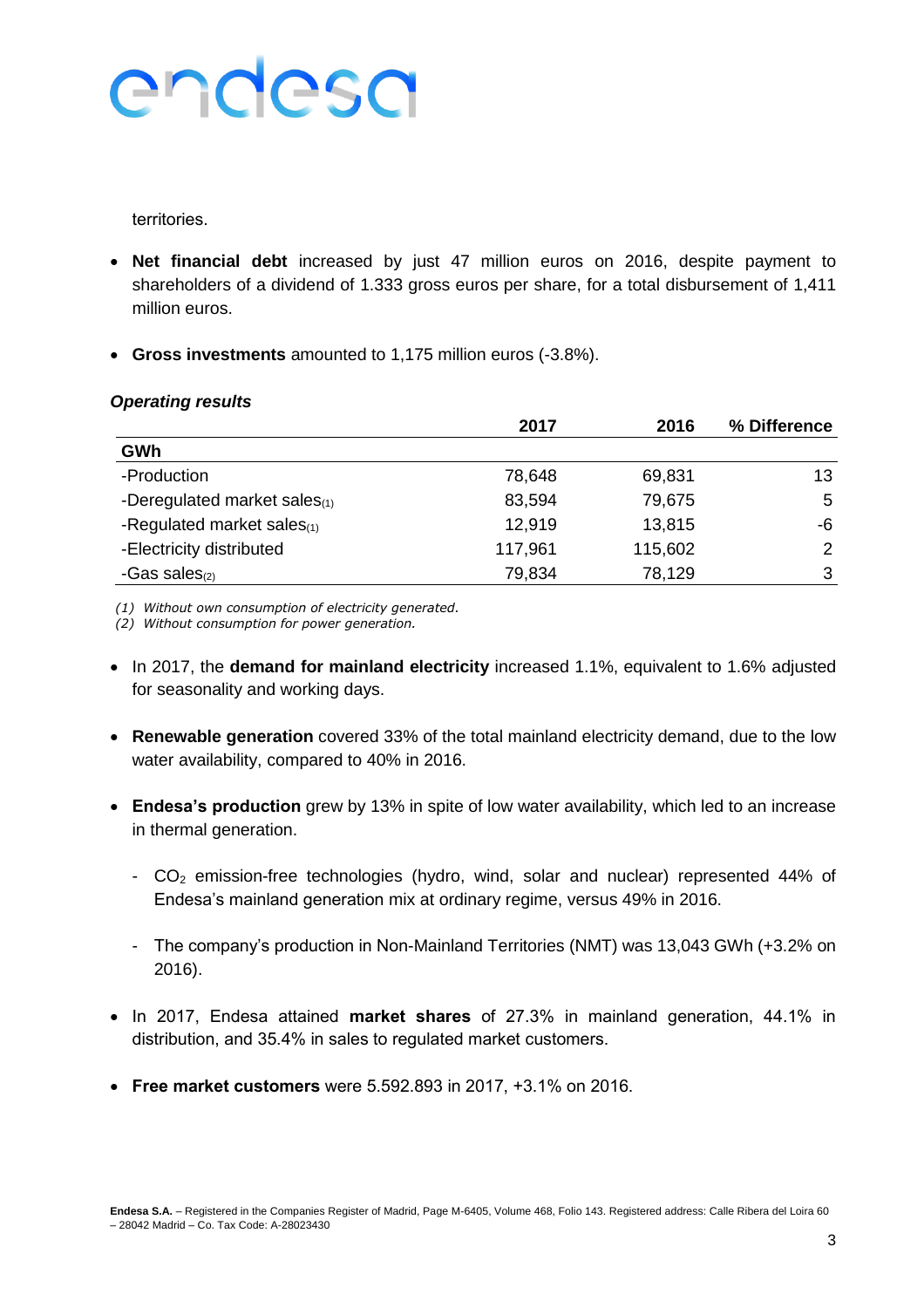territories.

- **Net financial debt** increased by just 47 million euros on 2016, despite payment to shareholders of a dividend of 1.333 gross euros per share, for a total disbursement of 1,411 million euros.

- **Gross investments** amounted to 1,175 million euros (-3.8%).

***Operating results***

| | 2017 | 2016 | % Difference |
|---|---|---|---|
| **GWh** | | | |
| -Production | 78,648 | 69,831 | 13 |
| -Deregulated market sales(1) | 83,594 | 79,675 | 5 |
| -Regulated market sales(1) | 12,919 | 13,815 | -6 |
| -Electricity distributed | 117,961 | 115,602 | 2 |
| -Gas sales(2) | 79,834 | 78,129 | 3 |

*(1) Without own consumption of electricity generated.*
*(2) Without consumption for power generation.*

- In 2017, the **demand for mainland electricity** increased 1.1%, equivalent to 1.6% adjusted for seasonality and working days.

- **Renewable generation** covered 33% of the total mainland electricity demand, due to the low water availability, compared to 40% in 2016.

- **Endesa's production** grew by 13% in spite of low water availability, which led to an increase in thermal generation.

  - $CO_2$ emission-free technologies (hydro, wind, solar and nuclear) represented 44% of Endesa's mainland generation mix at ordinary regime, versus 49% in 2016.

  - The company's production in Non-Mainland Territories (NMT) was 13,043 GWh (+3.2% on 2016).

- In 2017, Endesa attained **market shares** of 27.3% in mainland generation, 44.1% in distribution, and 35.4% in sales to regulated market customers.

- **Free market customers** were 5.592.893 in 2017, +3.1% on 2016.

**Endesa S.A.** – Registered in the Companies Register of Madrid, Page M-6405, Volume 468, Folio 143. Registered address: Calle Ribera del Loira 60 – 28042 Madrid – Co. Tax Code: A-28023430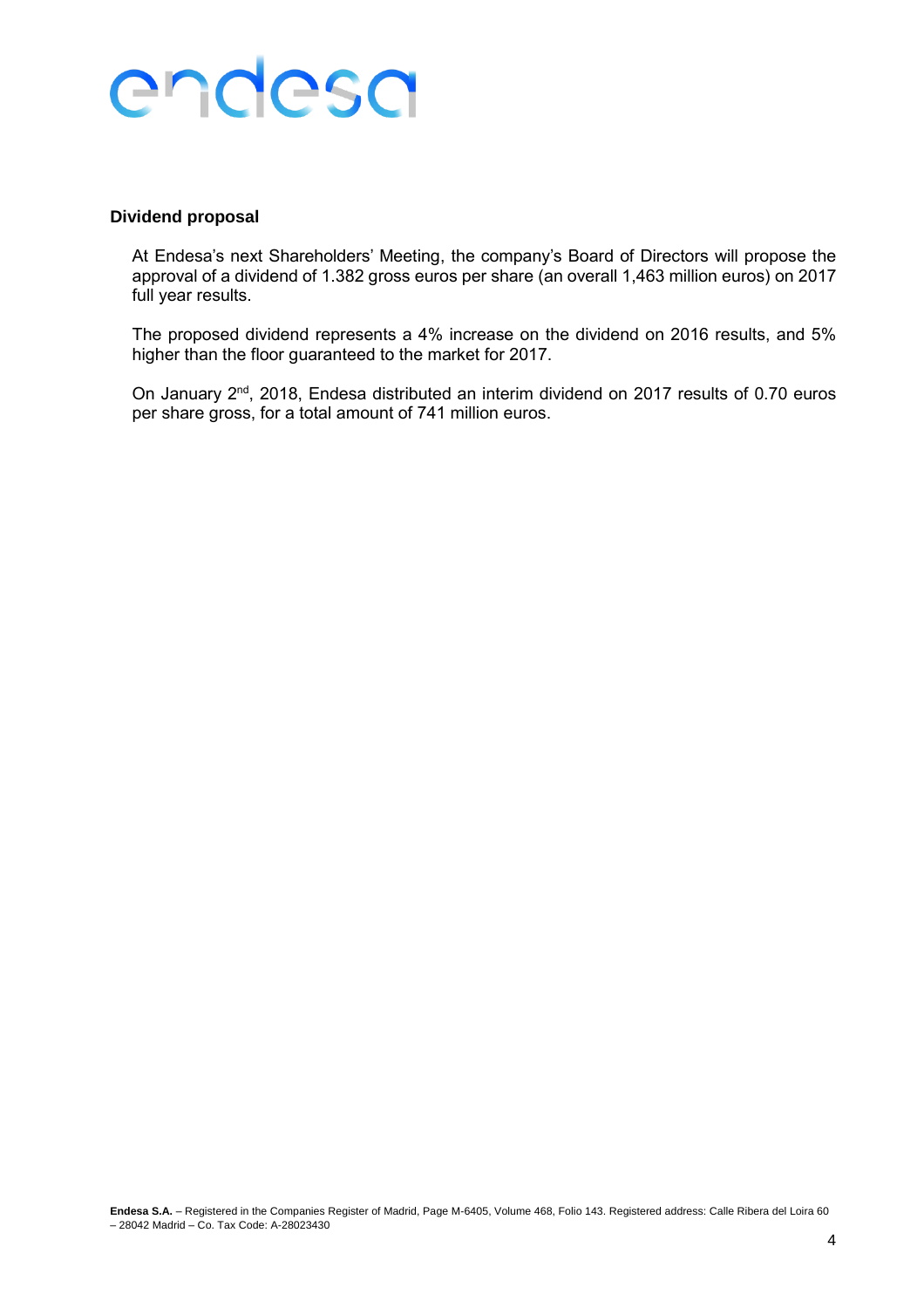**Dividend proposal**

At Endesa's next Shareholders' Meeting, the company's Board of Directors will propose the approval of a dividend of 1.382 gross euros per share (an overall 1,463 million euros) on 2017 full year results.

The proposed dividend represents a 4% increase on the dividend on 2016 results, and 5% higher than the floor guaranteed to the market for 2017.

On January 2nd, 2018, Endesa distributed an interim dividend on 2017 results of 0.70 euros per share gross, for a total amount of 741 million euros.

**Endesa S.A.** – Registered in the Companies Register of Madrid, Page M-6405, Volume 468, Folio 143. Registered address: Calle Ribera del Loira 60 – 28042 Madrid – Co. Tax Code: A-28023430